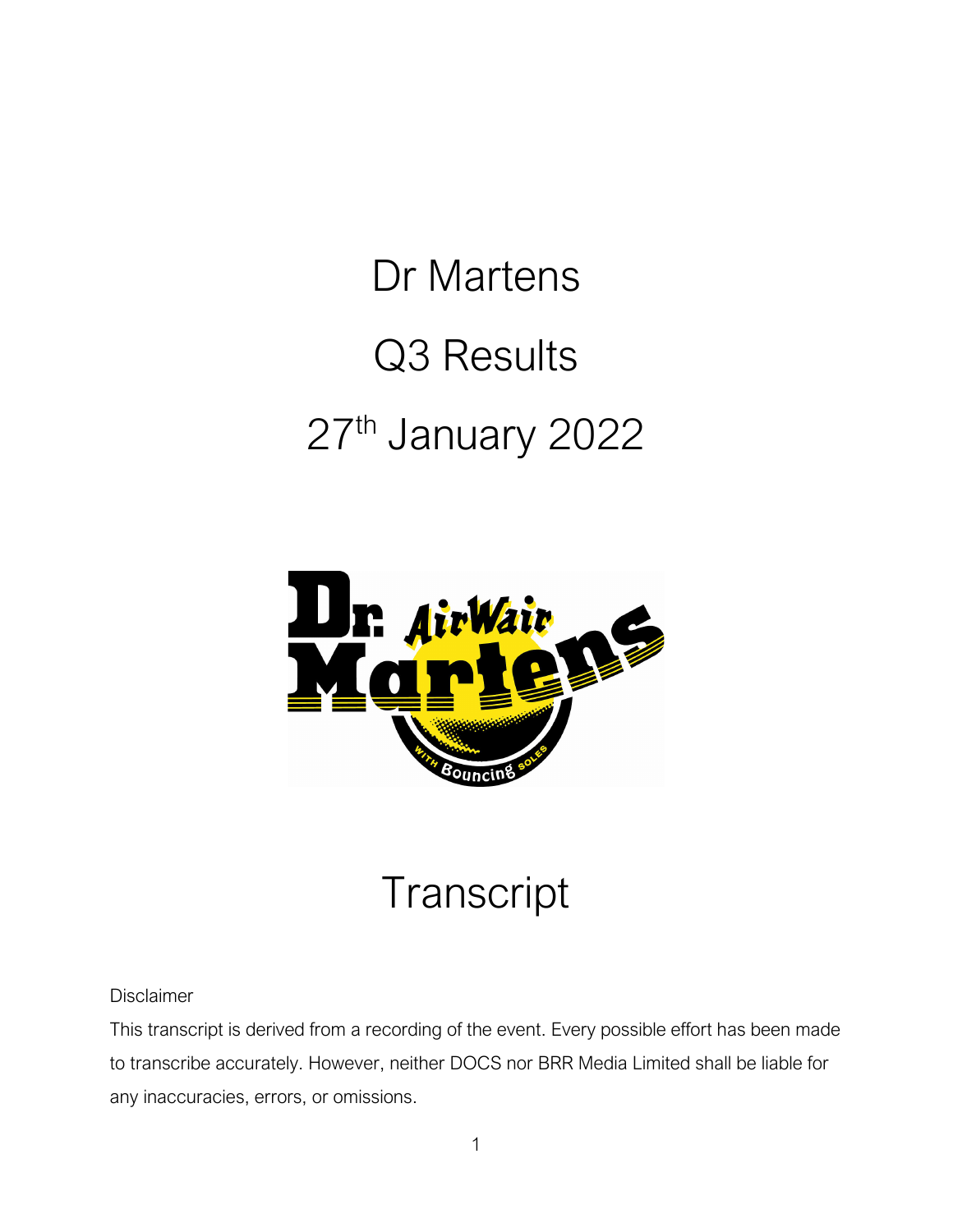# Dr Martens

# Q3 Results

# 27th January 2022

# Transcript

Disclaimer

This transcript is derived from a recording of the event. Every possible effort has been made to transcribe accurately. However, neither DOCS nor BRR Media Limited shall be liable for any inaccuracies, errors, or omissions.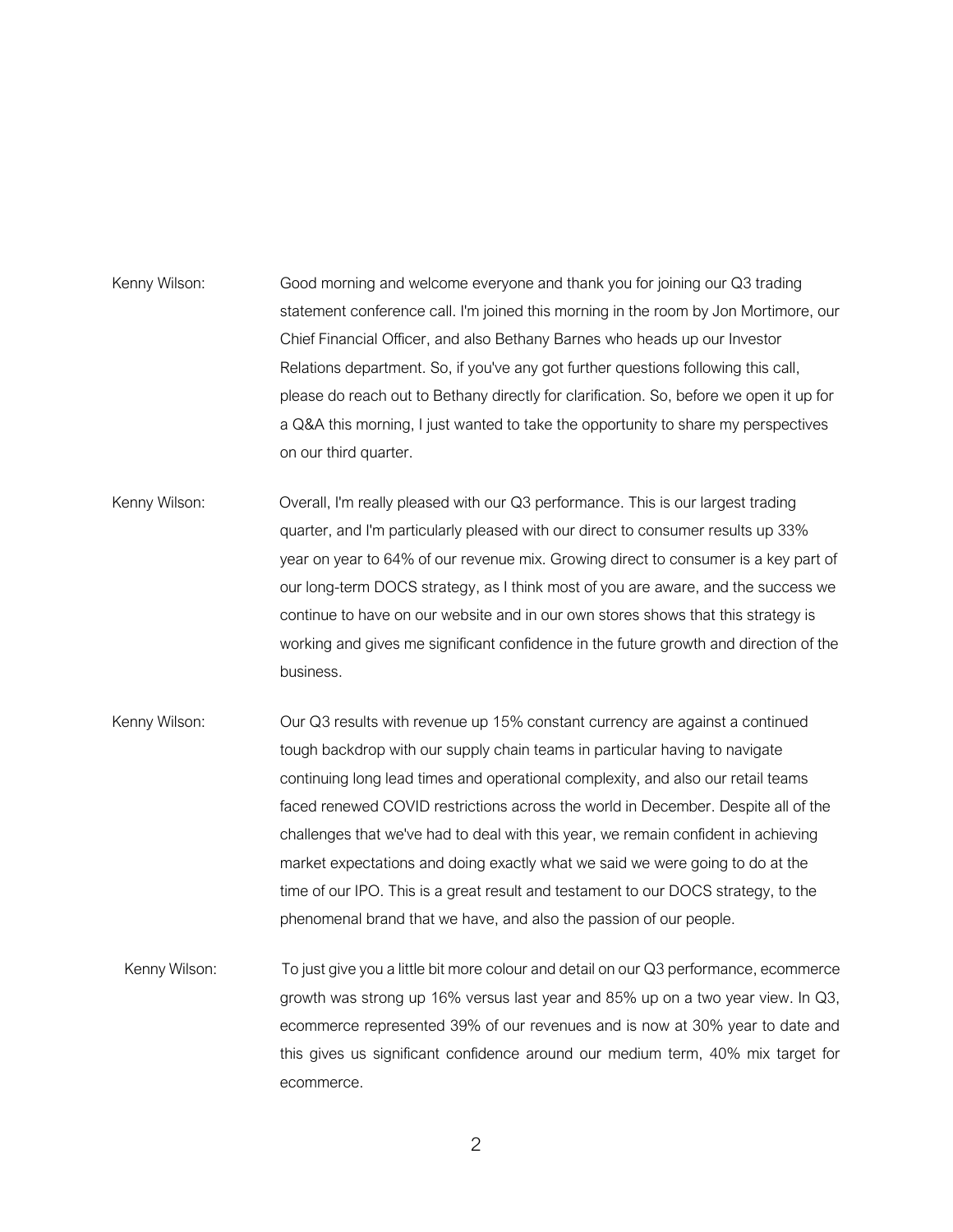Kenny Wilson: Good morning and welcome everyone and thank you for joining our Q3 trading statement conference call. I'm joined this morning in the room by Jon Mortimore, our Chief Financial Officer, and also Bethany Barnes who heads up our Investor Relations department. So, if you've any got further questions following this call, please do reach out to Bethany directly for clarification. So, before we open it up for a Q&A this morning, I just wanted to take the opportunity to share my perspectives on our third quarter.

Kenny Wilson: Overall, I'm really pleased with our Q3 performance. This is our largest trading quarter, and I'm particularly pleased with our direct to consumer results up 33% year on year to 64% of our revenue mix. Growing direct to consumer is a key part of our long-term DOCS strategy, as I think most of you are aware, and the success we continue to have on our website and in our own stores shows that this strategy is working and gives me significant confidence in the future growth and direction of the business.

Kenny Wilson: Our Q3 results with revenue up 15% constant currency are against a continued tough backdrop with our supply chain teams in particular having to navigate continuing long lead times and operational complexity, and also our retail teams faced renewed COVID restrictions across the world in December. Despite all of the challenges that we've had to deal with this year, we remain confident in achieving market expectations and doing exactly what we said we were going to do at the time of our IPO. This is a great result and testament to our DOCS strategy, to the phenomenal brand that we have, and also the passion of our people.

Kenny Wilson: To just give you a little bit more colour and detail on our Q3 performance, ecommerce growth was strong up 16% versus last year and 85% up on a two year view. In Q3, ecommerce represented 39% of our revenues and is now at 30% year to date and this gives us significant confidence around our medium term, 40% mix target for ecommerce.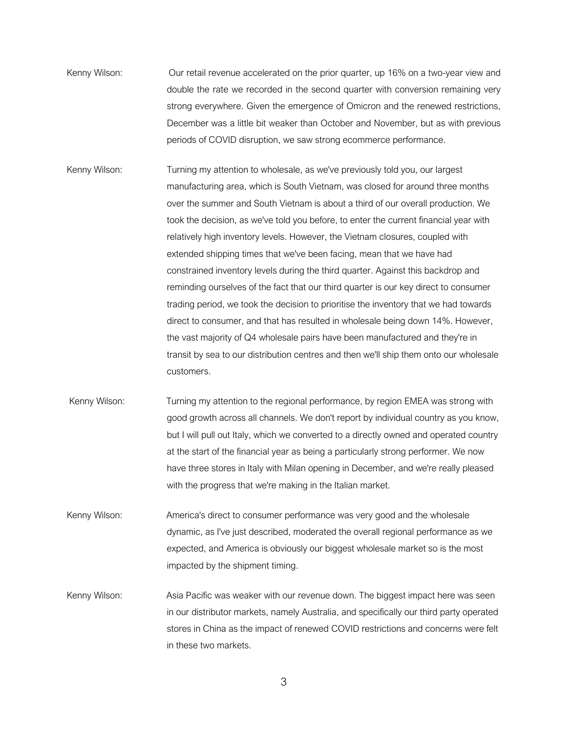Kenny Wilson: Our retail revenue accelerated on the prior quarter, up 16% on a two-year view and double the rate we recorded in the second quarter with conversion remaining very strong everywhere. Given the emergence of Omicron and the renewed restrictions, December was a little bit weaker than October and November, but as with previous periods of COVID disruption, we saw strong ecommerce performance.

Kenny Wilson: Turning my attention to wholesale, as we've previously told you, our largest manufacturing area, which is South Vietnam, was closed for around three months over the summer and South Vietnam is about a third of our overall production. We took the decision, as we've told you before, to enter the current financial year with relatively high inventory levels. However, the Vietnam closures, coupled with extended shipping times that we've been facing, mean that we have had constrained inventory levels during the third quarter. Against this backdrop and reminding ourselves of the fact that our third quarter is our key direct to consumer trading period, we took the decision to prioritise the inventory that we had towards direct to consumer, and that has resulted in wholesale being down 14%. However, the vast majority of Q4 wholesale pairs have been manufactured and they're in transit by sea to our distribution centres and then we'll ship them onto our wholesale customers.

Kenny Wilson: Turning my attention to the regional performance, by region EMEA was strong with good growth across all channels. We don't report by individual country as you know, but I will pull out Italy, which we converted to a directly owned and operated country at the start of the financial year as being a particularly strong performer. We now have three stores in Italy with Milan opening in December, and we're really pleased with the progress that we're making in the Italian market.

Kenny Wilson: America's direct to consumer performance was very good and the wholesale dynamic, as I've just described, moderated the overall regional performance as we expected, and America is obviously our biggest wholesale market so is the most impacted by the shipment timing.

Kenny Wilson: Asia Pacific was weaker with our revenue down. The biggest impact here was seen in our distributor markets, namely Australia, and specifically our third party operated stores in China as the impact of renewed COVID restrictions and concerns were felt in these two markets.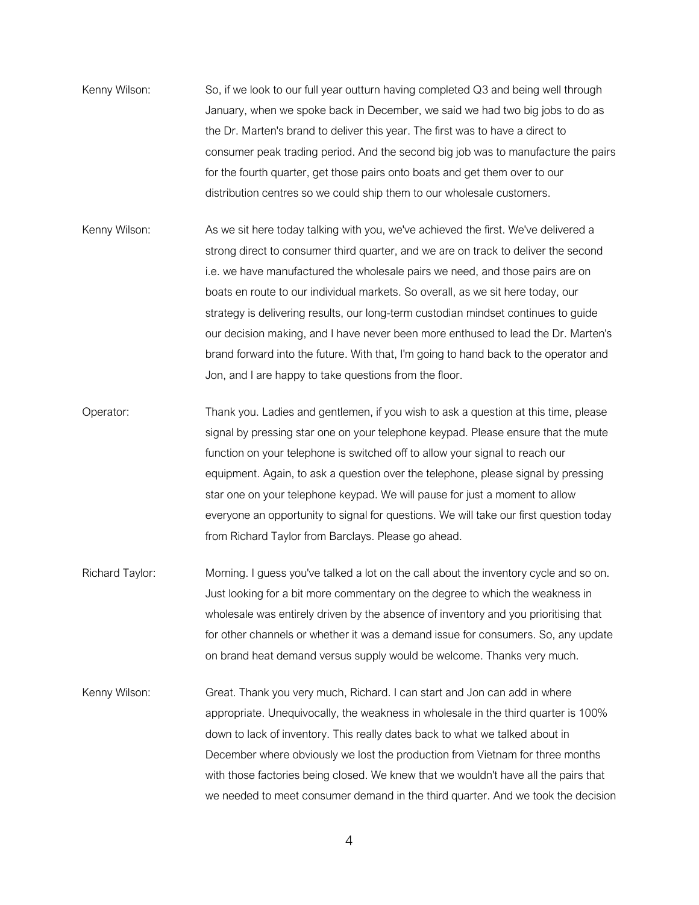Kenny Wilson: So, if we look to our full year outturn having completed Q3 and being well through January, when we spoke back in December, we said we had two big jobs to do as the Dr. Marten's brand to deliver this year. The first was to have a direct to consumer peak trading period. And the second big job was to manufacture the pairs for the fourth quarter, get those pairs onto boats and get them over to our distribution centres so we could ship them to our wholesale customers.

Kenny Wilson: As we sit here today talking with you, we've achieved the first. We've delivered a strong direct to consumer third quarter, and we are on track to deliver the second i.e. we have manufactured the wholesale pairs we need, and those pairs are on boats en route to our individual markets. So overall, as we sit here today, our strategy is delivering results, our long-term custodian mindset continues to guide our decision making, and I have never been more enthused to lead the Dr. Marten's brand forward into the future. With that, I'm going to hand back to the operator and Jon, and I are happy to take questions from the floor.

Operator: Thank you. Ladies and gentlemen, if you wish to ask a question at this time, please signal by pressing star one on your telephone keypad. Please ensure that the mute function on your telephone is switched off to allow your signal to reach our equipment. Again, to ask a question over the telephone, please signal by pressing star one on your telephone keypad. We will pause for just a moment to allow everyone an opportunity to signal for questions. We will take our first question today from Richard Taylor from Barclays. Please go ahead.

Richard Taylor: Morning. I guess you've talked a lot on the call about the inventory cycle and so on. Just looking for a bit more commentary on the degree to which the weakness in wholesale was entirely driven by the absence of inventory and you prioritising that for other channels or whether it was a demand issue for consumers. So, any update on brand heat demand versus supply would be welcome. Thanks very much.

Kenny Wilson: Great. Thank you very much, Richard. I can start and Jon can add in where appropriate. Unequivocally, the weakness in wholesale in the third quarter is 100% down to lack of inventory. This really dates back to what we talked about in December where obviously we lost the production from Vietnam for three months with those factories being closed. We knew that we wouldn't have all the pairs that we needed to meet consumer demand in the third quarter. And we took the decision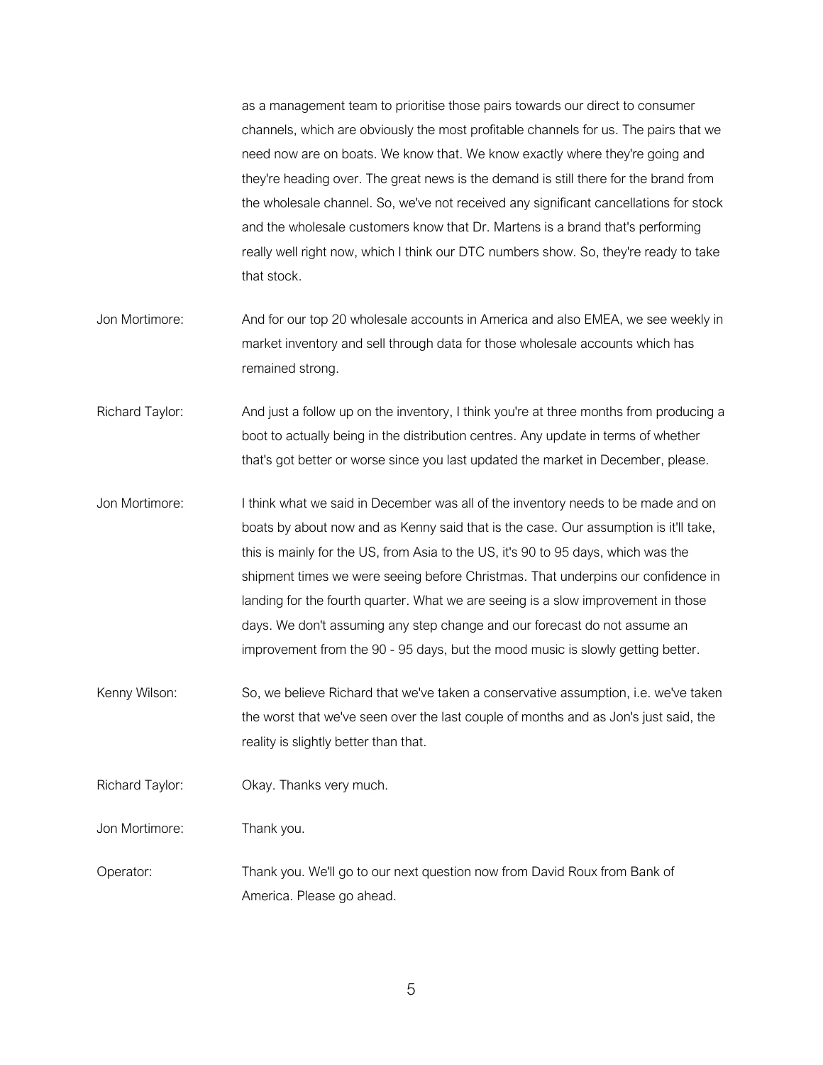as a management team to prioritise those pairs towards our direct to consumer channels, which are obviously the most profitable channels for us. The pairs that we need now are on boats. We know that. We know exactly where they're going and they're heading over. The great news is the demand is still there for the brand from the wholesale channel. So, we've not received any significant cancellations for stock and the wholesale customers know that Dr. Martens is a brand that's performing really well right now, which I think our DTC numbers show. So, they're ready to take that stock.

Jon Mortimore: And for our top 20 wholesale accounts in America and also EMEA, we see weekly in market inventory and sell through data for those wholesale accounts which has remained strong.

Richard Taylor: And just a follow up on the inventory, I think you're at three months from producing a boot to actually being in the distribution centres. Any update in terms of whether that's got better or worse since you last updated the market in December, please.

Jon Mortimore: I think what we said in December was all of the inventory needs to be made and on boats by about now and as Kenny said that is the case. Our assumption is it'll take, this is mainly for the US, from Asia to the US, it's 90 to 95 days, which was the shipment times we were seeing before Christmas. That underpins our confidence in landing for the fourth quarter. What we are seeing is a slow improvement in those days. We don't assuming any step change and our forecast do not assume an improvement from the 90 - 95 days, but the mood music is slowly getting better.

Kenny Wilson: So, we believe Richard that we've taken a conservative assumption, i.e. we've taken the worst that we've seen over the last couple of months and as Jon's just said, the reality is slightly better than that.

Richard Taylor: Okay. Thanks very much.

Jon Mortimore: Thank you.

Operator: Thank you. We'll go to our next question now from David Roux from Bank of America. Please go ahead.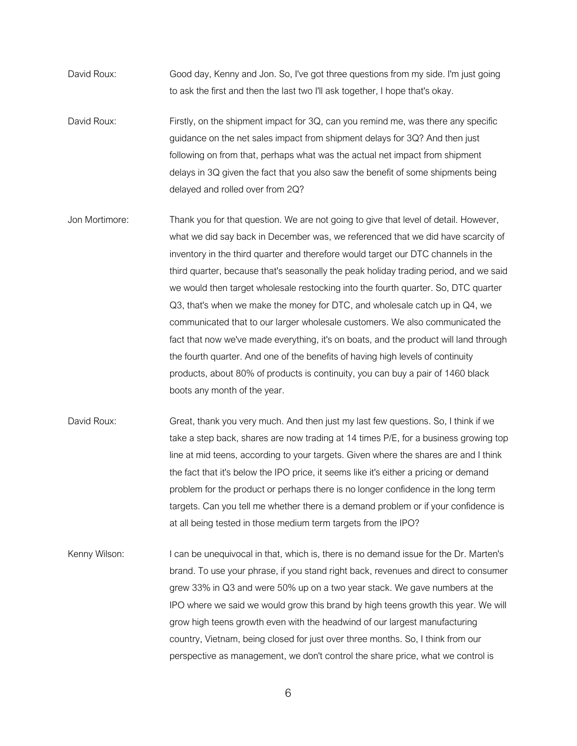David Roux: Good day, Kenny and Jon. So, I've got three questions from my side. I'm just going to ask the first and then the last two I'll ask together, I hope that's okay.

David Roux: Firstly, on the shipment impact for 3Q, can you remind me, was there any specific guidance on the net sales impact from shipment delays for 3Q? And then just following on from that, perhaps what was the actual net impact from shipment delays in 3Q given the fact that you also saw the benefit of some shipments being delayed and rolled over from 2Q?

Jon Mortimore: Thank you for that question. We are not going to give that level of detail. However, what we did say back in December was, we referenced that we did have scarcity of inventory in the third quarter and therefore would target our DTC channels in the third quarter, because that's seasonally the peak holiday trading period, and we said we would then target wholesale restocking into the fourth quarter. So, DTC quarter Q3, that's when we make the money for DTC, and wholesale catch up in Q4, we communicated that to our larger wholesale customers. We also communicated the fact that now we've made everything, it's on boats, and the product will land through the fourth quarter. And one of the benefits of having high levels of continuity products, about 80% of products is continuity, you can buy a pair of 1460 black boots any month of the year.

David Roux: Great, thank you very much. And then just my last few questions. So, I think if we take a step back, shares are now trading at 14 times P/E, for a business growing top line at mid teens, according to your targets. Given where the shares are and I think the fact that it's below the IPO price, it seems like it's either a pricing or demand problem for the product or perhaps there is no longer confidence in the long term targets. Can you tell me whether there is a demand problem or if your confidence is at all being tested in those medium term targets from the IPO?

Kenny Wilson: I can be unequivocal in that, which is, there is no demand issue for the Dr. Marten's brand. To use your phrase, if you stand right back, revenues and direct to consumer grew 33% in Q3 and were 50% up on a two year stack. We gave numbers at the IPO where we said we would grow this brand by high teens growth this year. We will grow high teens growth even with the headwind of our largest manufacturing country, Vietnam, being closed for just over three months. So, I think from our perspective as management, we don't control the share price, what we control is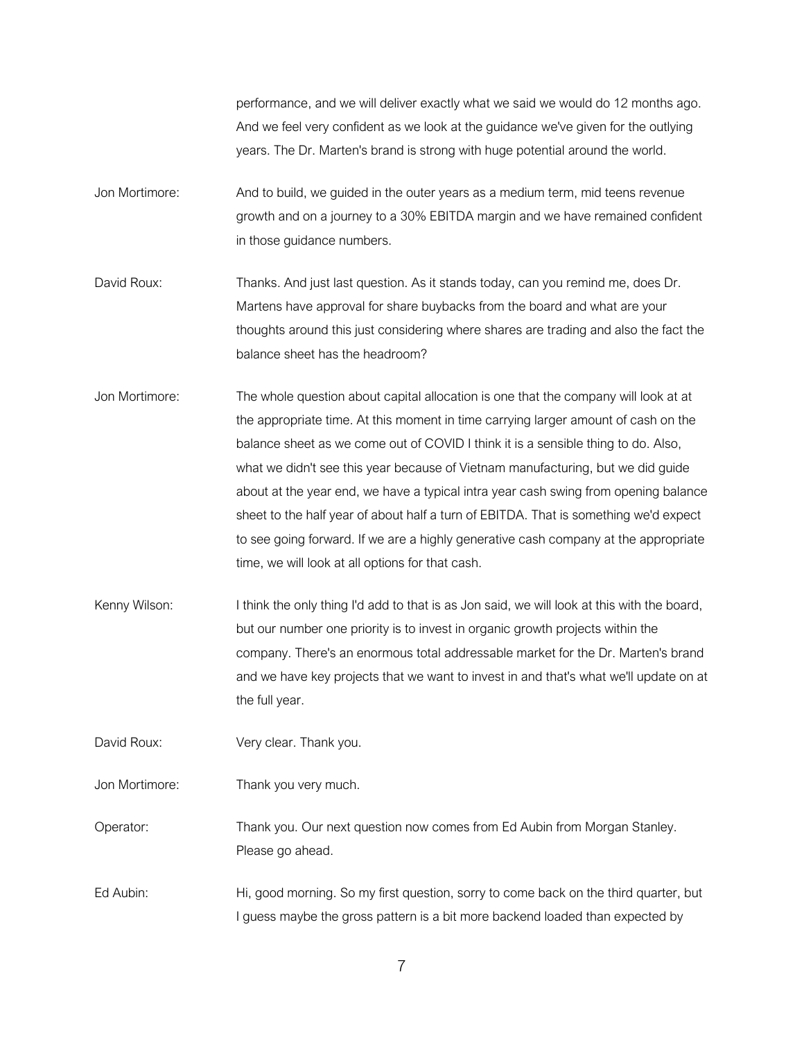performance, and we will deliver exactly what we said we would do 12 months ago. And we feel very confident as we look at the guidance we've given for the outlying years. The Dr. Marten's brand is strong with huge potential around the world.

Jon Mortimore: And to build, we guided in the outer years as a medium term, mid teens revenue growth and on a journey to a 30% EBITDA margin and we have remained confident in those guidance numbers.

David Roux: Thanks. And just last question. As it stands today, can you remind me, does Dr. Martens have approval for share buybacks from the board and what are your thoughts around this just considering where shares are trading and also the fact the balance sheet has the headroom?

Jon Mortimore: The whole question about capital allocation is one that the company will look at at the appropriate time. At this moment in time carrying larger amount of cash on the balance sheet as we come out of COVID I think it is a sensible thing to do. Also, what we didn't see this year because of Vietnam manufacturing, but we did guide about at the year end, we have a typical intra year cash swing from opening balance sheet to the half year of about half a turn of EBITDA. That is something we'd expect to see going forward. If we are a highly generative cash company at the appropriate time, we will look at all options for that cash.

Kenny Wilson: I think the only thing I'd add to that is as Jon said, we will look at this with the board, but our number one priority is to invest in organic growth projects within the company. There's an enormous total addressable market for the Dr. Marten's brand and we have key projects that we want to invest in and that's what we'll update on at the full year.

David Roux: Very clear. Thank you.

Jon Mortimore: Thank you very much.

Operator: Thank you. Our next question now comes from Ed Aubin from Morgan Stanley. Please go ahead.

Ed Aubin: Hi, good morning. So my first question, sorry to come back on the third quarter, but I guess maybe the gross pattern is a bit more backend loaded than expected by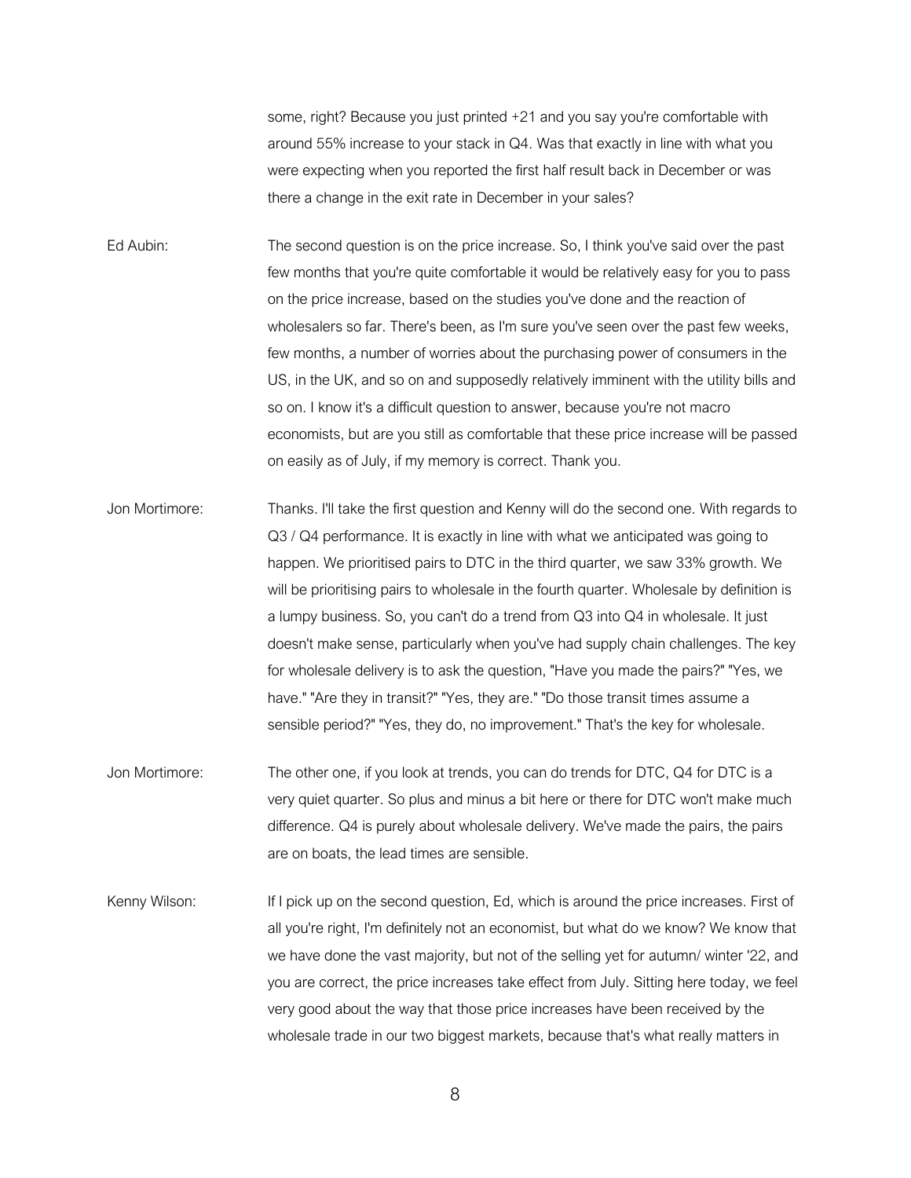some, right? Because you just printed +21 and you say you're comfortable with around 55% increase to your stack in Q4. Was that exactly in line with what you were expecting when you reported the first half result back in December or was there a change in the exit rate in December in your sales?

Ed Aubin: The second question is on the price increase. So, I think you've said over the past few months that you're quite comfortable it would be relatively easy for you to pass on the price increase, based on the studies you've done and the reaction of wholesalers so far. There's been, as I'm sure you've seen over the past few weeks, few months, a number of worries about the purchasing power of consumers in the US, in the UK, and so on and supposedly relatively imminent with the utility bills and so on. I know it's a difficult question to answer, because you're not macro economists, but are you still as comfortable that these price increase will be passed on easily as of July, if my memory is correct. Thank you.

Jon Mortimore: Thanks. I'll take the first question and Kenny will do the second one. With regards to Q3 / Q4 performance. It is exactly in line with what we anticipated was going to happen. We prioritised pairs to DTC in the third quarter, we saw 33% growth. We will be prioritising pairs to wholesale in the fourth quarter. Wholesale by definition is a lumpy business. So, you can't do a trend from Q3 into Q4 in wholesale. It just doesn't make sense, particularly when you've had supply chain challenges. The key for wholesale delivery is to ask the question, "Have you made the pairs?" "Yes, we have." "Are they in transit?" "Yes, they are." "Do those transit times assume a sensible period?" "Yes, they do, no improvement." That's the key for wholesale.

Jon Mortimore: The other one, if you look at trends, you can do trends for DTC, Q4 for DTC is a very quiet quarter. So plus and minus a bit here or there for DTC won't make much difference. Q4 is purely about wholesale delivery. We've made the pairs, the pairs are on boats, the lead times are sensible.

Kenny Wilson: If I pick up on the second question, Ed, which is around the price increases. First of all you're right, I'm definitely not an economist, but what do we know? We know that we have done the vast majority, but not of the selling yet for autumn/ winter '22, and you are correct, the price increases take effect from July. Sitting here today, we feel very good about the way that those price increases have been received by the wholesale trade in our two biggest markets, because that's what really matters in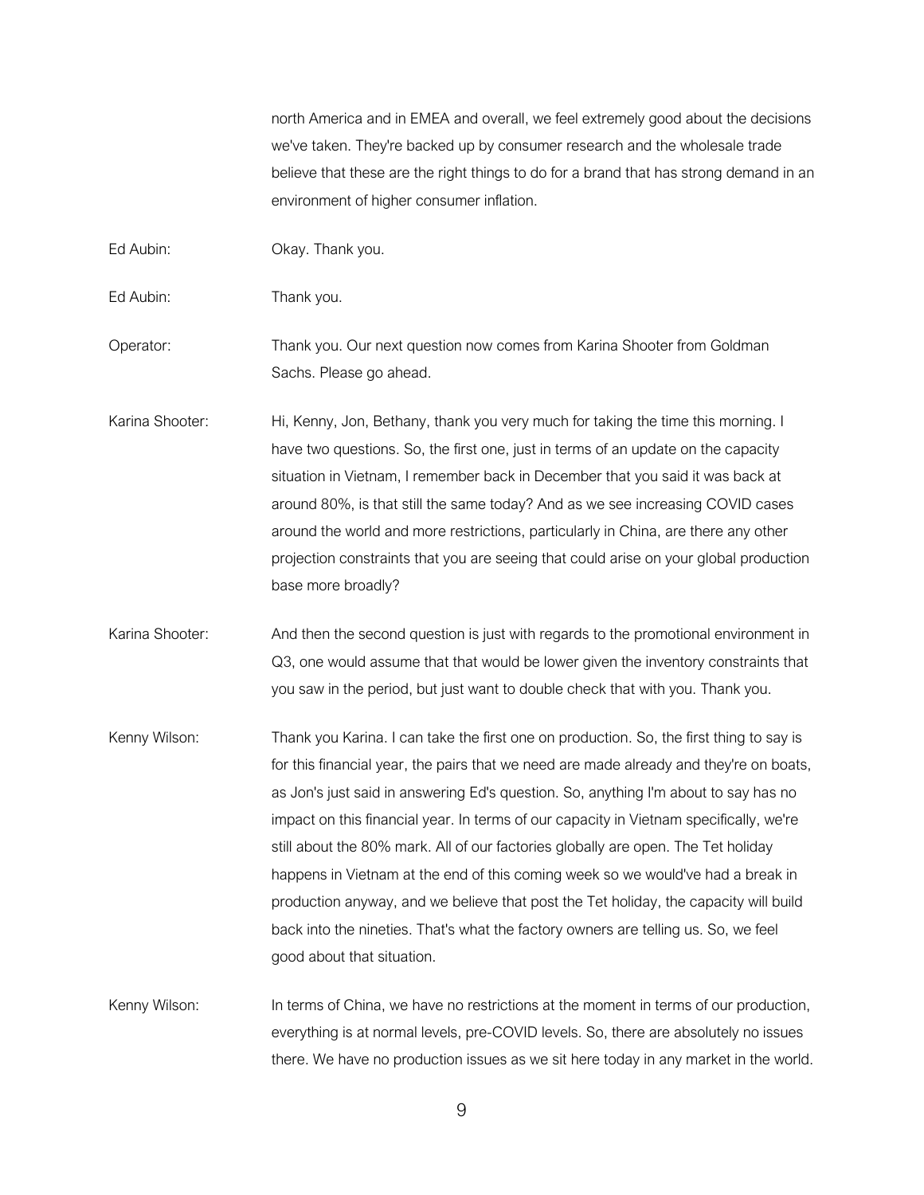north America and in EMEA and overall, we feel extremely good about the decisions we've taken. They're backed up by consumer research and the wholesale trade believe that these are the right things to do for a brand that has strong demand in an environment of higher consumer inflation.

Ed Aubin: Okay. Thank you.

Ed Aubin: Thank you.

Operator: Thank you. Our next question now comes from Karina Shooter from Goldman Sachs. Please go ahead.

Karina Shooter: Hi, Kenny, Jon, Bethany, thank you very much for taking the time this morning. I have two questions. So, the first one, just in terms of an update on the capacity situation in Vietnam, I remember back in December that you said it was back at around 80%, is that still the same today? And as we see increasing COVID cases around the world and more restrictions, particularly in China, are there any other projection constraints that you are seeing that could arise on your global production base more broadly?

Karina Shooter: And then the second question is just with regards to the promotional environment in Q3, one would assume that that would be lower given the inventory constraints that you saw in the period, but just want to double check that with you. Thank you.

Kenny Wilson: Thank you Karina. I can take the first one on production. So, the first thing to say is for this financial year, the pairs that we need are made already and they're on boats, as Jon's just said in answering Ed's question. So, anything I'm about to say has no impact on this financial year. In terms of our capacity in Vietnam specifically, we're still about the 80% mark. All of our factories globally are open. The Tet holiday happens in Vietnam at the end of this coming week so we would've had a break in production anyway, and we believe that post the Tet holiday, the capacity will build back into the nineties. That's what the factory owners are telling us. So, we feel good about that situation.

Kenny Wilson: In terms of China, we have no restrictions at the moment in terms of our production, everything is at normal levels, pre-COVID levels. So, there are absolutely no issues there. We have no production issues as we sit here today in any market in the world.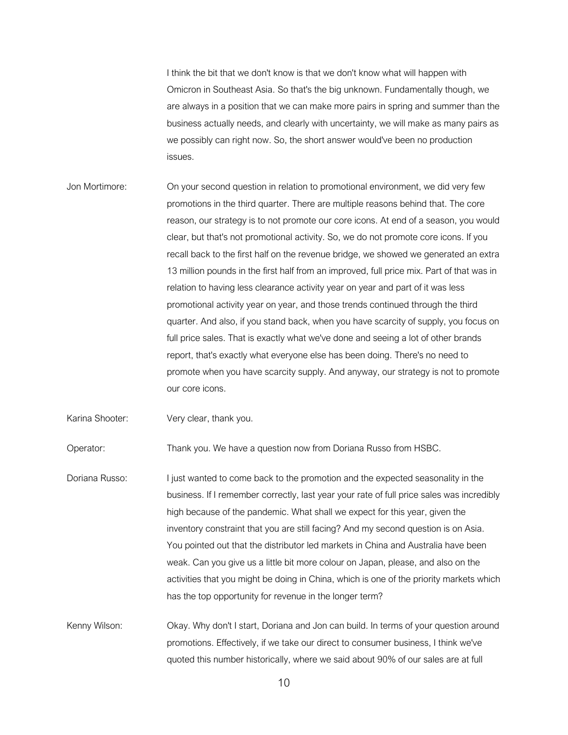I think the bit that we don't know is that we don't know what will happen with Omicron in Southeast Asia. So that's the big unknown. Fundamentally though, we are always in a position that we can make more pairs in spring and summer than the business actually needs, and clearly with uncertainty, we will make as many pairs as we possibly can right now. So, the short answer would've been no production issues.

Jon Mortimore: On your second question in relation to promotional environment, we did very few promotions in the third quarter. There are multiple reasons behind that. The core reason, our strategy is to not promote our core icons. At end of a season, you would clear, but that's not promotional activity. So, we do not promote core icons. If you recall back to the first half on the revenue bridge, we showed we generated an extra 13 million pounds in the first half from an improved, full price mix. Part of that was in relation to having less clearance activity year on year and part of it was less promotional activity year on year, and those trends continued through the third quarter. And also, if you stand back, when you have scarcity of supply, you focus on full price sales. That is exactly what we've done and seeing a lot of other brands report, that's exactly what everyone else has been doing. There's no need to promote when you have scarcity supply. And anyway, our strategy is not to promote our core icons.

Karina Shooter: Very clear, thank you.

Operator: Thank you. We have a question now from Doriana Russo from HSBC.

Doriana Russo: I just wanted to come back to the promotion and the expected seasonality in the business. If I remember correctly, last year your rate of full price sales was incredibly high because of the pandemic. What shall we expect for this year, given the inventory constraint that you are still facing? And my second question is on Asia. You pointed out that the distributor led markets in China and Australia have been weak. Can you give us a little bit more colour on Japan, please, and also on the activities that you might be doing in China, which is one of the priority markets which has the top opportunity for revenue in the longer term?

Kenny Wilson: Okay. Why don't I start, Doriana and Jon can build. In terms of your question around promotions. Effectively, if we take our direct to consumer business, I think we've quoted this number historically, where we said about 90% of our sales are at full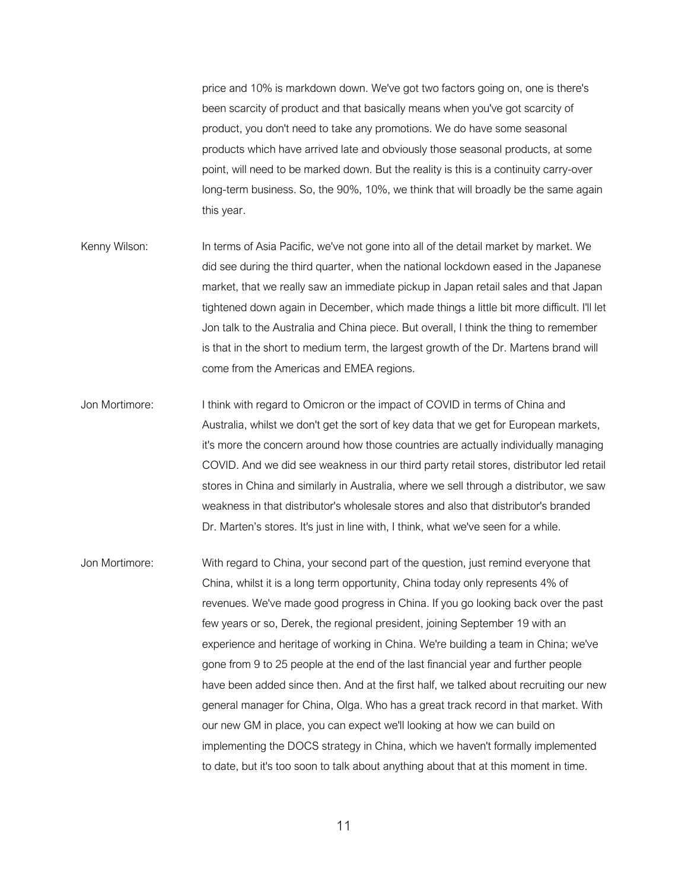price and 10% is markdown down. We've got two factors going on, one is there's been scarcity of product and that basically means when you've got scarcity of product, you don't need to take any promotions. We do have some seasonal products which have arrived late and obviously those seasonal products, at some point, will need to be marked down. But the reality is this is a continuity carry-over long-term business. So, the 90%, 10%, we think that will broadly be the same again this year.

Kenny Wilson: In terms of Asia Pacific, we've not gone into all of the detail market by market. We did see during the third quarter, when the national lockdown eased in the Japanese market, that we really saw an immediate pickup in Japan retail sales and that Japan tightened down again in December, which made things a little bit more difficult. I'll let Jon talk to the Australia and China piece. But overall, I think the thing to remember is that in the short to medium term, the largest growth of the Dr. Martens brand will come from the Americas and EMEA regions.

Jon Mortimore: I think with regard to Omicron or the impact of COVID in terms of China and Australia, whilst we don't get the sort of key data that we get for European markets, it's more the concern around how those countries are actually individually managing COVID. And we did see weakness in our third party retail stores, distributor led retail stores in China and similarly in Australia, where we sell through a distributor, we saw weakness in that distributor's wholesale stores and also that distributor's branded Dr. Marten's stores. It's just in line with, I think, what we've seen for a while.

Jon Mortimore: With regard to China, your second part of the question, just remind everyone that China, whilst it is a long term opportunity, China today only represents 4% of revenues. We've made good progress in China. If you go looking back over the past few years or so, Derek, the regional president, joining September 19 with an experience and heritage of working in China. We're building a team in China; we've gone from 9 to 25 people at the end of the last financial year and further people have been added since then. And at the first half, we talked about recruiting our new general manager for China, Olga. Who has a great track record in that market. With our new GM in place, you can expect we'll looking at how we can build on implementing the DOCS strategy in China, which we haven't formally implemented to date, but it's too soon to talk about anything about that at this moment in time.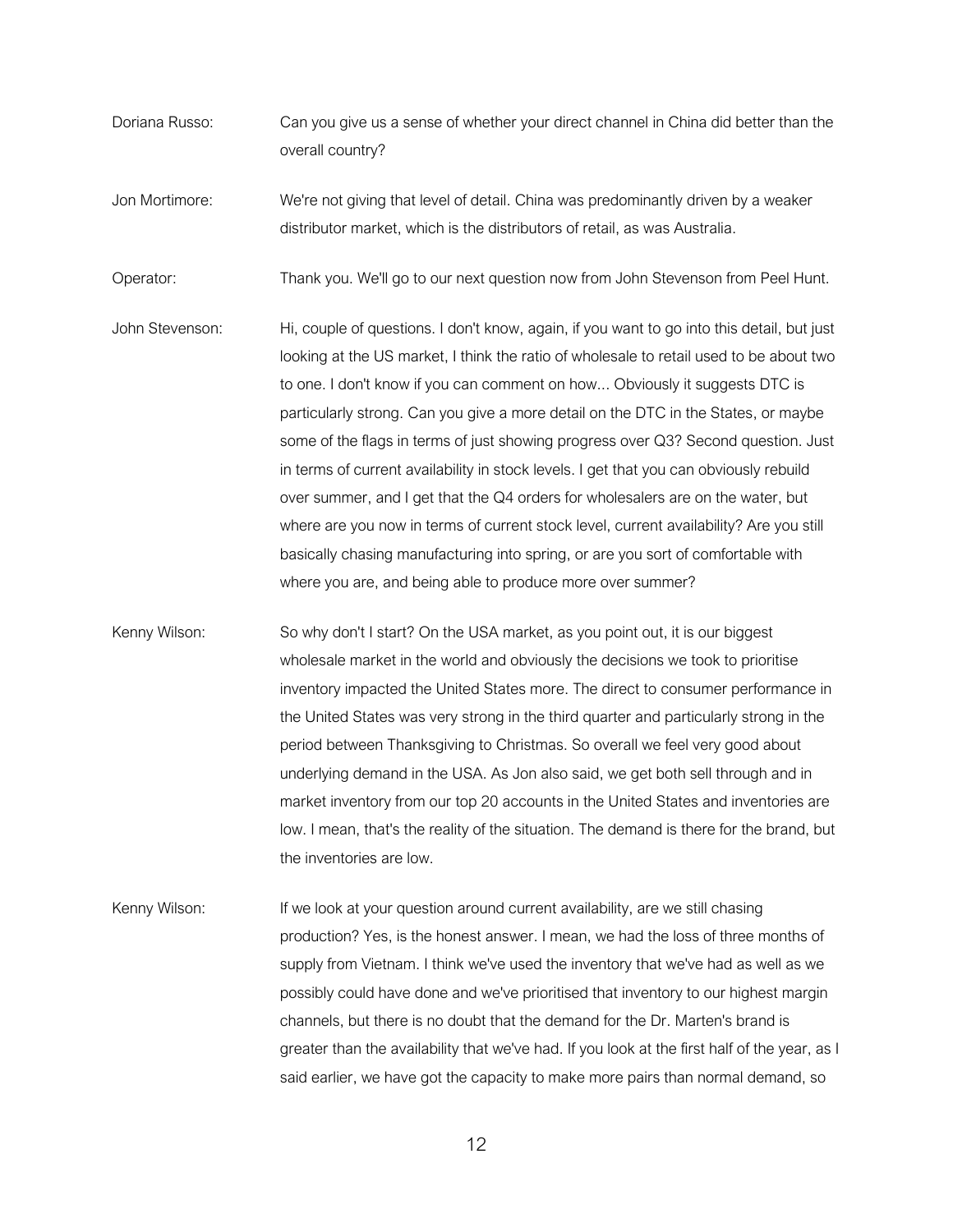Doriana Russo: Can you give us a sense of whether your direct channel in China did better than the overall country?

Jon Mortimore: We're not giving that level of detail. China was predominantly driven by a weaker distributor market, which is the distributors of retail, as was Australia.

Operator: Thank you. We'll go to our next question now from John Stevenson from Peel Hunt.

John Stevenson: Hi, couple of questions. I don't know, again, if you want to go into this detail, but just looking at the US market, I think the ratio of wholesale to retail used to be about two to one. I don't know if you can comment on how... Obviously it suggests DTC is particularly strong. Can you give a more detail on the DTC in the States, or maybe some of the flags in terms of just showing progress over Q3? Second question. Just in terms of current availability in stock levels. I get that you can obviously rebuild over summer, and I get that the Q4 orders for wholesalers are on the water, but where are you now in terms of current stock level, current availability? Are you still basically chasing manufacturing into spring, or are you sort of comfortable with where you are, and being able to produce more over summer?

Kenny Wilson: So why don't I start? On the USA market, as you point out, it is our biggest wholesale market in the world and obviously the decisions we took to prioritise inventory impacted the United States more. The direct to consumer performance in the United States was very strong in the third quarter and particularly strong in the period between Thanksgiving to Christmas. So overall we feel very good about underlying demand in the USA. As Jon also said, we get both sell through and in market inventory from our top 20 accounts in the United States and inventories are low. I mean, that's the reality of the situation. The demand is there for the brand, but the inventories are low.

Kenny Wilson: If we look at your question around current availability, are we still chasing production? Yes, is the honest answer. I mean, we had the loss of three months of supply from Vietnam. I think we've used the inventory that we've had as well as we possibly could have done and we've prioritised that inventory to our highest margin channels, but there is no doubt that the demand for the Dr. Marten's brand is greater than the availability that we've had. If you look at the first half of the year, as I said earlier, we have got the capacity to make more pairs than normal demand, so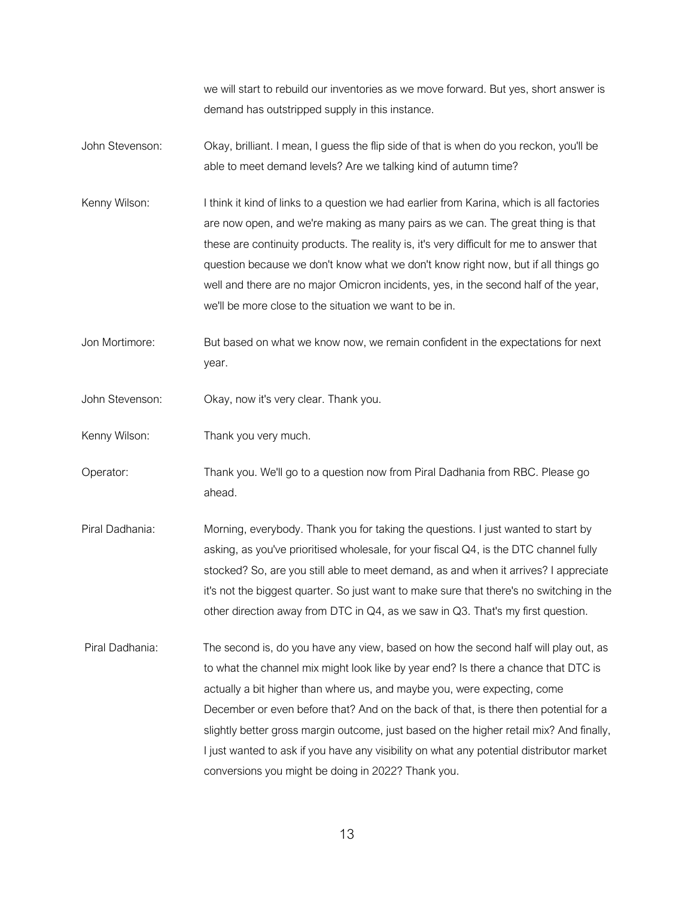we will start to rebuild our inventories as we move forward. But yes, short answer is demand has outstripped supply in this instance.

John Stevenson: Okay, brilliant. I mean, I guess the flip side of that is when do you reckon, you'll be able to meet demand levels? Are we talking kind of autumn time?

Kenny Wilson: I think it kind of links to a question we had earlier from Karina, which is all factories are now open, and we're making as many pairs as we can. The great thing is that these are continuity products. The reality is, it's very difficult for me to answer that question because we don't know what we don't know right now, but if all things go well and there are no major Omicron incidents, yes, in the second half of the year, we'll be more close to the situation we want to be in.

Jon Mortimore: But based on what we know now, we remain confident in the expectations for next year.

John Stevenson: Okay, now it's very clear. Thank you.

Kenny Wilson: Thank you very much.

Operator: Thank you. We'll go to a question now from Piral Dadhania from RBC. Please go ahead.

Piral Dadhania: Morning, everybody. Thank you for taking the questions. I just wanted to start by asking, as you've prioritised wholesale, for your fiscal Q4, is the DTC channel fully stocked? So, are you still able to meet demand, as and when it arrives? I appreciate it's not the biggest quarter. So just want to make sure that there's no switching in the other direction away from DTC in Q4, as we saw in Q3. That's my first question.

Piral Dadhania: The second is, do you have any view, based on how the second half will play out, as to what the channel mix might look like by year end? Is there a chance that DTC is actually a bit higher than where us, and maybe you, were expecting, come December or even before that? And on the back of that, is there then potential for a slightly better gross margin outcome, just based on the higher retail mix? And finally, I just wanted to ask if you have any visibility on what any potential distributor market conversions you might be doing in 2022? Thank you.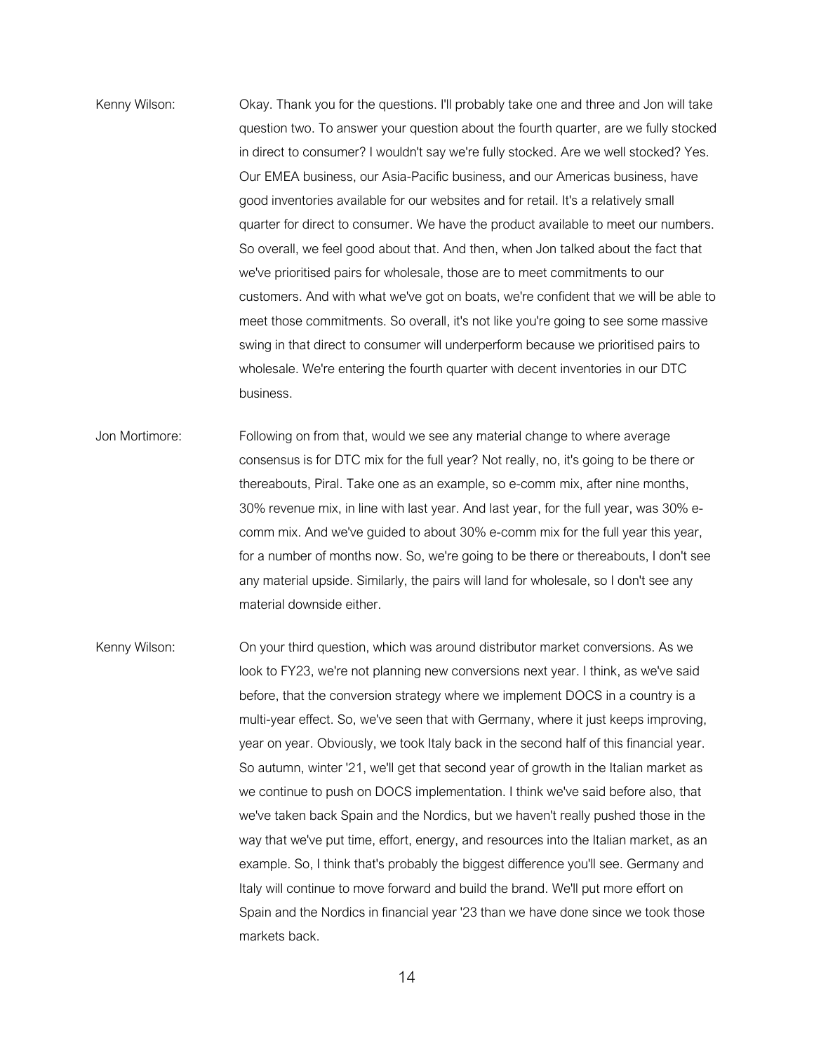Kenny Wilson: Okay. Thank you for the questions. I'll probably take one and three and Jon will take question two. To answer your question about the fourth quarter, are we fully stocked in direct to consumer? I wouldn't say we're fully stocked. Are we well stocked? Yes. Our EMEA business, our Asia-Pacific business, and our Americas business, have good inventories available for our websites and for retail. It's a relatively small quarter for direct to consumer. We have the product available to meet our numbers. So overall, we feel good about that. And then, when Jon talked about the fact that we've prioritised pairs for wholesale, those are to meet commitments to our customers. And with what we've got on boats, we're confident that we will be able to meet those commitments. So overall, it's not like you're going to see some massive swing in that direct to consumer will underperform because we prioritised pairs to wholesale. We're entering the fourth quarter with decent inventories in our DTC business.

Jon Mortimore: Following on from that, would we see any material change to where average consensus is for DTC mix for the full year? Not really, no, it's going to be there or thereabouts, Piral. Take one as an example, so e-comm mix, after nine months, 30% revenue mix, in line with last year. And last year, for the full year, was 30% e-comm mix. And we've guided to about 30% e-comm mix for the full year this year, for a number of months now. So, we're going to be there or thereabouts, I don't see any material upside. Similarly, the pairs will land for wholesale, so I don't see any material downside either.

Kenny Wilson: On your third question, which was around distributor market conversions. As we look to FY23, we're not planning new conversions next year. I think, as we've said before, that the conversion strategy where we implement DOCS in a country is a multi-year effect. So, we've seen that with Germany, where it just keeps improving, year on year. Obviously, we took Italy back in the second half of this financial year. So autumn, winter '21, we'll get that second year of growth in the Italian market as we continue to push on DOCS implementation. I think we've said before also, that we've taken back Spain and the Nordics, but we haven't really pushed those in the way that we've put time, effort, energy, and resources into the Italian market, as an example. So, I think that's probably the biggest difference you'll see. Germany and Italy will continue to move forward and build the brand. We'll put more effort on Spain and the Nordics in financial year '23 than we have done since we took those markets back.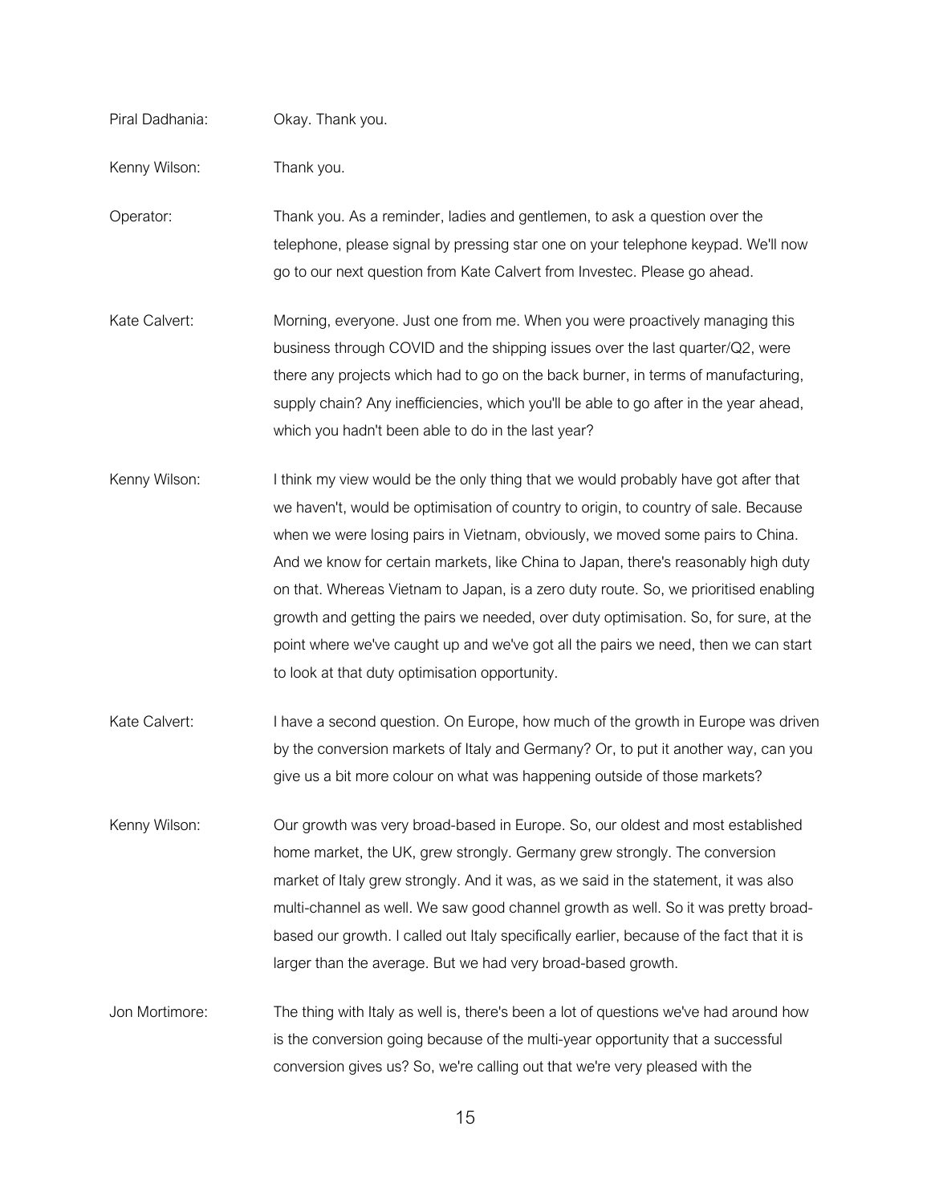Piral Dadhania: Okay. Thank you.

Kenny Wilson: Thank you.

Operator: Thank you. As a reminder, ladies and gentlemen, to ask a question over the telephone, please signal by pressing star one on your telephone keypad. We'll now go to our next question from Kate Calvert from Investec. Please go ahead.

Kate Calvert: Morning, everyone. Just one from me. When you were proactively managing this business through COVID and the shipping issues over the last quarter/Q2, were there any projects which had to go on the back burner, in terms of manufacturing, supply chain? Any inefficiencies, which you'll be able to go after in the year ahead, which you hadn't been able to do in the last year?

Kenny Wilson: I think my view would be the only thing that we would probably have got after that we haven't, would be optimisation of country to origin, to country of sale. Because when we were losing pairs in Vietnam, obviously, we moved some pairs to China. And we know for certain markets, like China to Japan, there's reasonably high duty on that. Whereas Vietnam to Japan, is a zero duty route. So, we prioritised enabling growth and getting the pairs we needed, over duty optimisation. So, for sure, at the point where we've caught up and we've got all the pairs we need, then we can start to look at that duty optimisation opportunity.

Kate Calvert: I have a second question. On Europe, how much of the growth in Europe was driven by the conversion markets of Italy and Germany? Or, to put it another way, can you give us a bit more colour on what was happening outside of those markets?

Kenny Wilson: Our growth was very broad-based in Europe. So, our oldest and most established home market, the UK, grew strongly. Germany grew strongly. The conversion market of Italy grew strongly. And it was, as we said in the statement, it was also multi-channel as well. We saw good channel growth as well. So it was pretty broad-based our growth. I called out Italy specifically earlier, because of the fact that it is larger than the average. But we had very broad-based growth.

Jon Mortimore: The thing with Italy as well is, there's been a lot of questions we've had around how is the conversion going because of the multi-year opportunity that a successful conversion gives us? So, we're calling out that we're very pleased with the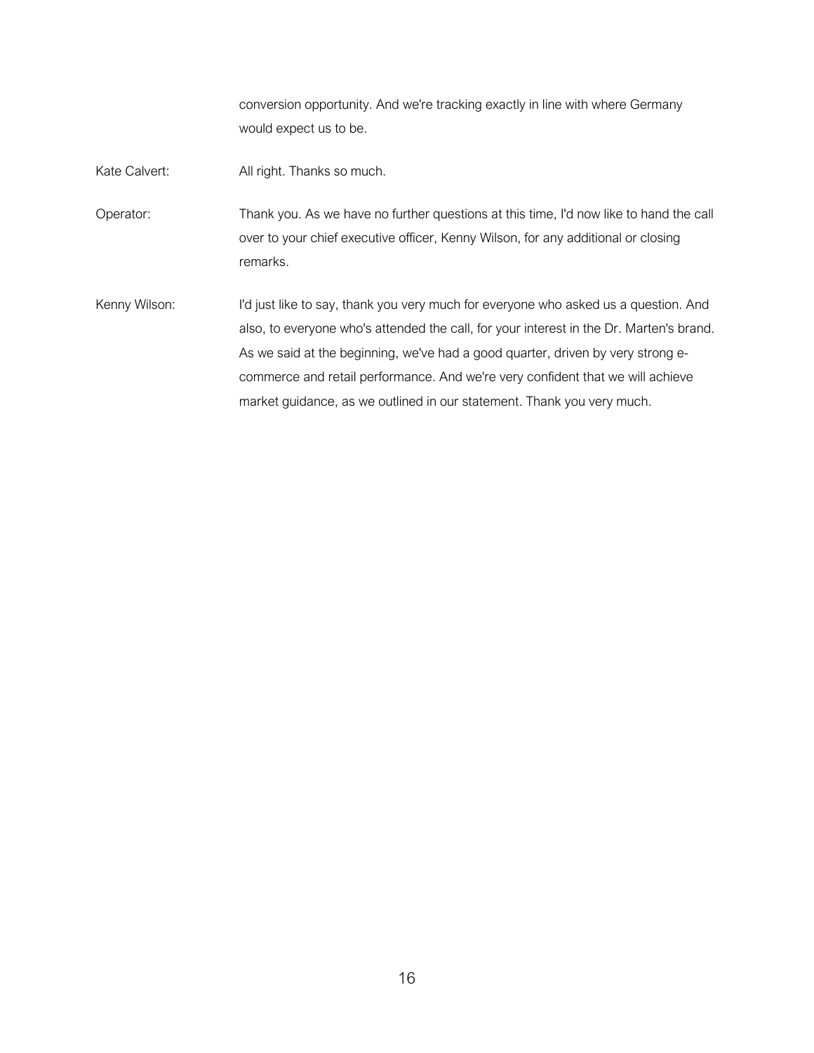conversion opportunity. And we're tracking exactly in line with where Germany would expect us to be.

Kate Calvert: All right. Thanks so much.

Operator: Thank you. As we have no further questions at this time, I'd now like to hand the call over to your chief executive officer, Kenny Wilson, for any additional or closing remarks.

Kenny Wilson: I'd just like to say, thank you very much for everyone who asked us a question. And also, to everyone who's attended the call, for your interest in the Dr. Marten's brand. As we said at the beginning, we've had a good quarter, driven by very strong e-commerce and retail performance. And we're very confident that we will achieve market guidance, as we outlined in our statement. Thank you very much.